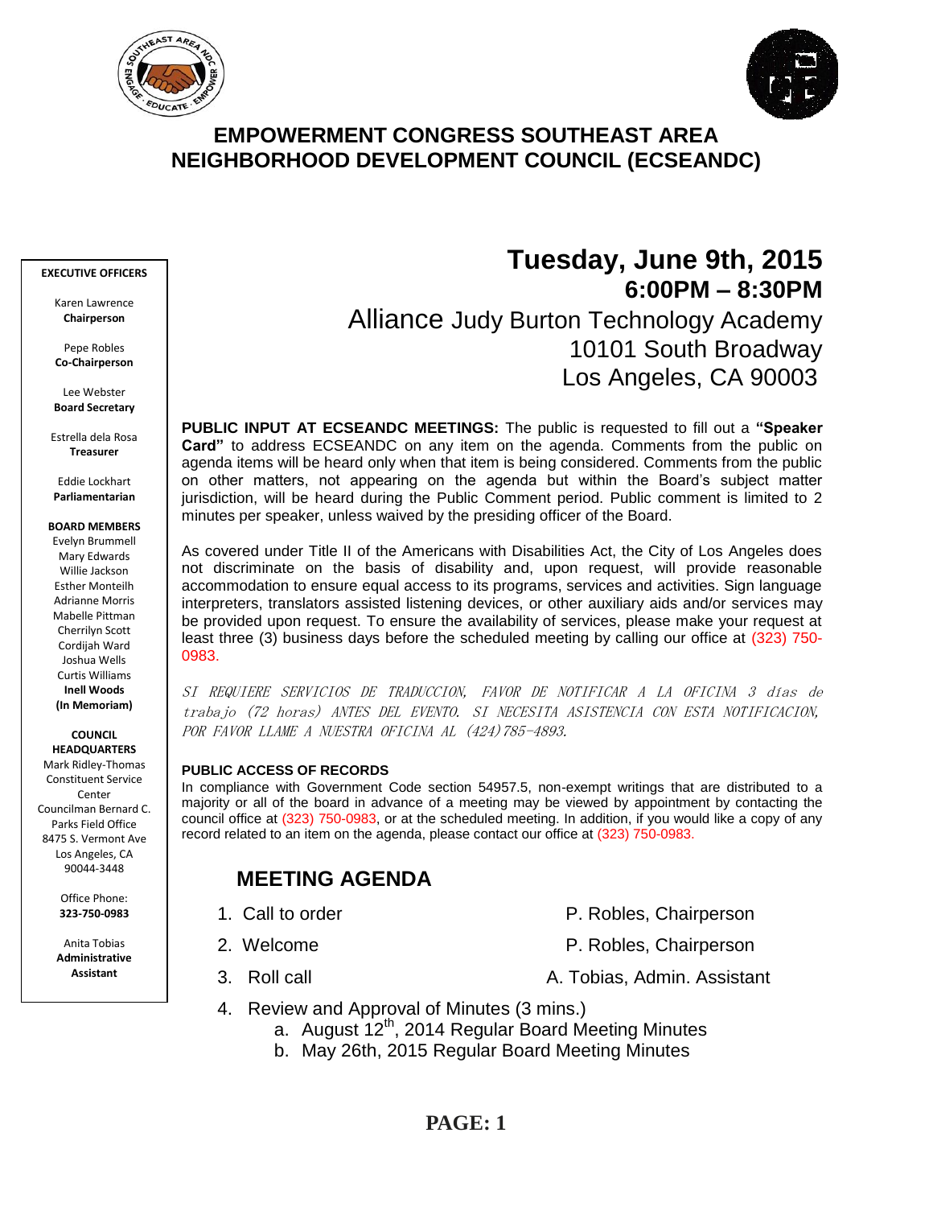# EMPOWERMENT CONGRESS SOUTHEAST AREA NEIGHBORHOOD DEVELOPMENT COUNCIL (ECSEANDC)

**EXECUTIVE OFFICERS**

Karen Lawrence
**Chairperson**

Pepe Robles
**Co-Chairperson**

Lee Webster
**Board Secretary**

Estrella dela Rosa
**Treasurer**

Eddie Lockhart
**Parliamentarian**

**BOARD MEMBERS**
Evelyn Brummell
Mary Edwards
Willie Jackson
Esther Monteilh
Adrianne Morris
Mabelle Pittman
Cherrilyn Scott
Cordijah Ward
Joshua Wells
Curtis Williams
**Inell Woods**
**(In Memoriam)**

**COUNCIL HEADQUARTERS**
Mark Ridley-Thomas Constituent Service Center
Councilman Bernard C. Parks Field Office
8475 S. Vermont Ave
Los Angeles, CA 90044-3448

Office Phone:
**323-750-0983**

Anita Tobias
**Administrative Assistant**

## Tuesday, June 9th, 2015
### 6:00PM – 8:30PM

Alliance Judy Burton Technology Academy
10101 South Broadway
Los Angeles, CA 90003

**PUBLIC INPUT AT ECSEANDC MEETINGS:** The public is requested to fill out a **"Speaker Card"** to address ECSEANDC on any item on the agenda. Comments from the public on agenda items will be heard only when that item is being considered. Comments from the public on other matters, not appearing on the agenda but within the Board's subject matter jurisdiction, will be heard during the Public Comment period. Public comment is limited to 2 minutes per speaker, unless waived by the presiding officer of the Board.

As covered under Title II of the Americans with Disabilities Act, the City of Los Angeles does not discriminate on the basis of disability and, upon request, will provide reasonable accommodation to ensure equal access to its programs, services and activities. Sign language interpreters, translators assisted listening devices, or other auxiliary aids and/or services may be provided upon request. To ensure the availability of services, please make your request at least three (3) business days before the scheduled meeting by calling our office at (323) 750-0983.

*SI REQUIERE SERVICIOS DE TRADUCCION, FAVOR DE NOTIFICAR A LA OFICINA 3 días de trabajo (72 horas) ANTES DEL EVENTO. SI NECESITA ASISTENCIA CON ESTA NOTIFICACION, POR FAVOR LLAME A NUESTRA OFICINA AL (424)785-4893.*

**PUBLIC ACCESS OF RECORDS**

In compliance with Government Code section 54957.5, non-exempt writings that are distributed to a majority or all of the board in advance of a meeting may be viewed by appointment by contacting the council office at (323) 750-0983, or at the scheduled meeting. In addition, if you would like a copy of any record related to an item on the agenda, please contact our office at (323) 750-0983.

## MEETING AGENDA

1. Call to order — P. Robles, Chairperson
2. Welcome — P. Robles, Chairperson
3. Roll call — A. Tobias, Admin. Assistant
4. Review and Approval of Minutes (3 mins.)
   a. August 12th, 2014 Regular Board Meeting Minutes
   b. May 26th, 2015 Regular Board Meeting Minutes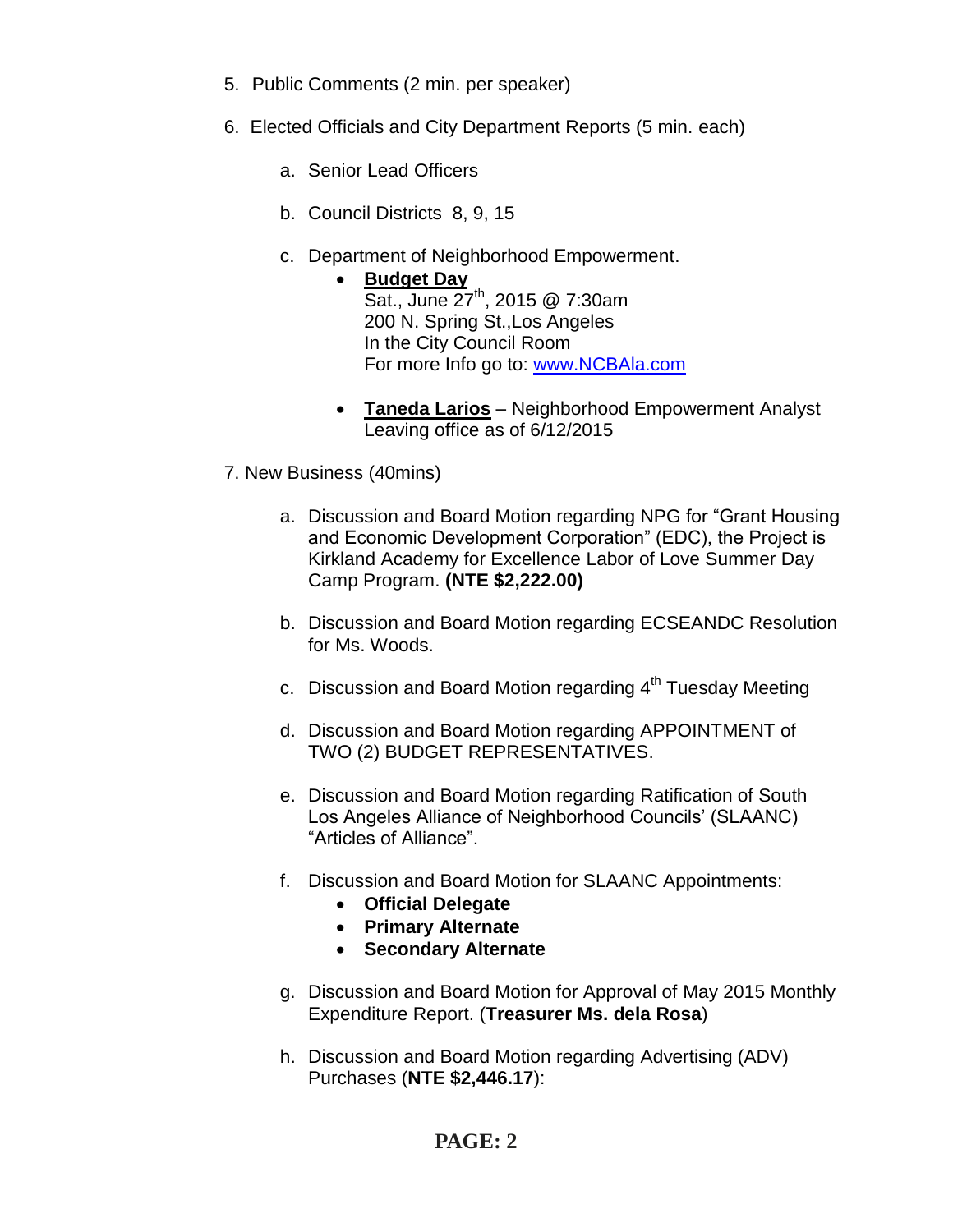5. Public Comments (2 min. per speaker)

6. Elected Officials and City Department Reports (5 min. each)

   a. Senior Lead Officers

   b. Council Districts 8, 9, 15

   c. Department of Neighborhood Empowerment.
      - **Budget Day**
        Sat., June 27th, 2015 @ 7:30am
        200 N. Spring St.,Los Angeles
        In the City Council Room
        For more Info go to: www.NCBAla.com

      - **Taneda Larios** – Neighborhood Empowerment Analyst
        Leaving office as of 6/12/2015

7. New Business (40mins)

   a. Discussion and Board Motion regarding NPG for "Grant Housing and Economic Development Corporation" (EDC), the Project is Kirkland Academy for Excellence Labor of Love Summer Day Camp Program. **(NTE $2,222.00)**

   b. Discussion and Board Motion regarding ECSEANDC Resolution for Ms. Woods.

   c. Discussion and Board Motion regarding 4th Tuesday Meeting

   d. Discussion and Board Motion regarding APPOINTMENT of TWO (2) BUDGET REPRESENTATIVES.

   e. Discussion and Board Motion regarding Ratification of South Los Angeles Alliance of Neighborhood Councils' (SLAANC) "Articles of Alliance".

   f. Discussion and Board Motion for SLAANC Appointments:
      - **Official Delegate**
      - **Primary Alternate**
      - **Secondary Alternate**

   g. Discussion and Board Motion for Approval of May 2015 Monthly Expenditure Report. (**Treasurer Ms. dela Rosa**)

   h. Discussion and Board Motion regarding Advertising (ADV) Purchases (**NTE $2,446.17**):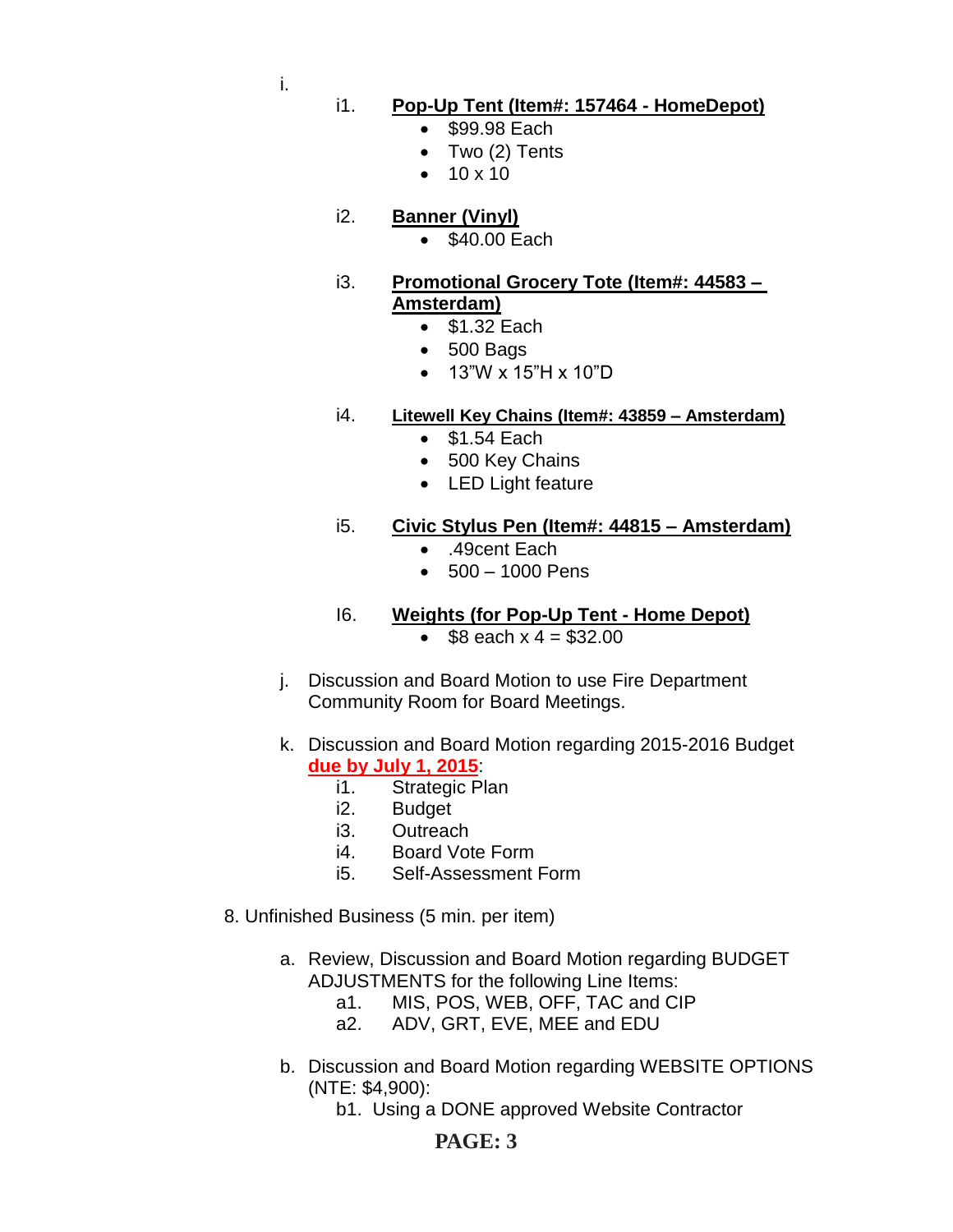i.

i1. **<u>Pop-Up Tent (Item#: 157464 - HomeDepot)</u>**
- $99.98 Each
- Two (2) Tents
- 10 x 10

i2. **<u>Banner (Vinyl)</u>**
- $40.00 Each

i3. **<u>Promotional Grocery Tote (Item#: 44583 – Amsterdam)</u>**
- $1.32 Each
- 500 Bags
- 13”W x 15”H x 10”D

i4. **<u>Litewell Key Chains (Item#: 43859 – Amsterdam)</u>**
- $1.54 Each
- 500 Key Chains
- LED Light feature

i5. **<u>Civic Stylus Pen (Item#: 44815 – Amsterdam)</u>**
- .49cent Each
- 500 – 1000 Pens

I6. **<u>Weights (for Pop-Up Tent - Home Depot)</u>**
- $8 each x 4 = $32.00

j. Discussion and Board Motion to use Fire Department Community Room for Board Meetings.

k. Discussion and Board Motion regarding 2015-2016 Budget **<u>due by July 1, 2015</u>**:
   i1. Strategic Plan
   i2. Budget
   i3. Outreach
   i4. Board Vote Form
   i5. Self-Assessment Form

8. Unfinished Business (5 min. per item)

a. Review, Discussion and Board Motion regarding BUDGET ADJUSTMENTS for the following Line Items:
   a1. MIS, POS, WEB, OFF, TAC and CIP
   a2. ADV, GRT, EVE, MEE and EDU

b. Discussion and Board Motion regarding WEBSITE OPTIONS (NTE: $4,900):
   b1. Using a DONE approved Website Contractor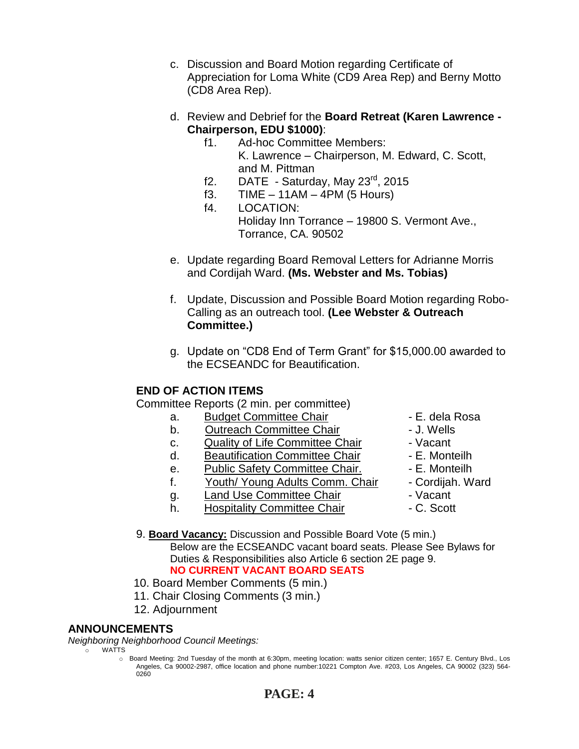c. Discussion and Board Motion regarding Certificate of Appreciation for Loma White (CD9 Area Rep) and Berny Motto (CD8 Area Rep).

d. Review and Debrief for the **Board Retreat (Karen Lawrence - Chairperson, EDU $1000)**:
   - f1. Ad-hoc Committee Members: K. Lawrence – Chairperson, M. Edward, C. Scott, and M. Pittman
   - f2. DATE - Saturday, May 23rd, 2015
   - f3. TIME – 11AM – 4PM (5 Hours)
   - f4. LOCATION: Holiday Inn Torrance – 19800 S. Vermont Ave., Torrance, CA. 90502

e. Update regarding Board Removal Letters for Adrianne Morris and Cordijah Ward. **(Ms. Webster and Ms. Tobias)**

f. Update, Discussion and Possible Board Motion regarding Robo-Calling as an outreach tool. **(Lee Webster & Outreach Committee.)**

g. Update on "CD8 End of Term Grant" for $15,000.00 awarded to the ECSEANDC for Beautification.

**END OF ACTION ITEMS**

Committee Reports (2 min. per committee)

- a. Budget Committee Chair - E. dela Rosa
- b. Outreach Committee Chair - J. Wells
- c. Quality of Life Committee Chair - Vacant
- d. Beautification Committee Chair - E. Monteilh
- e. Public Safety Committee Chair. - E. Monteilh
- f. Youth/ Young Adults Comm. Chair - Cordijah. Ward
- g. Land Use Committee Chair - Vacant
- h. Hospitality Committee Chair - C. Scott

9. **Board Vacancy:** Discussion and Possible Board Vote (5 min.)
   Below are the ECSEANDC vacant board seats. Please See Bylaws for Duties & Responsibilities also Article 6 section 2E page 9.
   **NO CURRENT VACANT BOARD SEATS**
10. Board Member Comments (5 min.)
11. Chair Closing Comments (3 min.)
12. Adjournment

## ANNOUNCEMENTS

*Neighboring Neighborhood Council Meetings:*

- WATTS
  - Board Meeting: 2nd Tuesday of the month at 6:30pm, meeting location: watts senior citizen center; 1657 E. Century Blvd., Los Angeles, Ca 90002-2987, office location and phone number:10221 Compton Ave. #203, Los Angeles, CA 90002 (323) 564-0260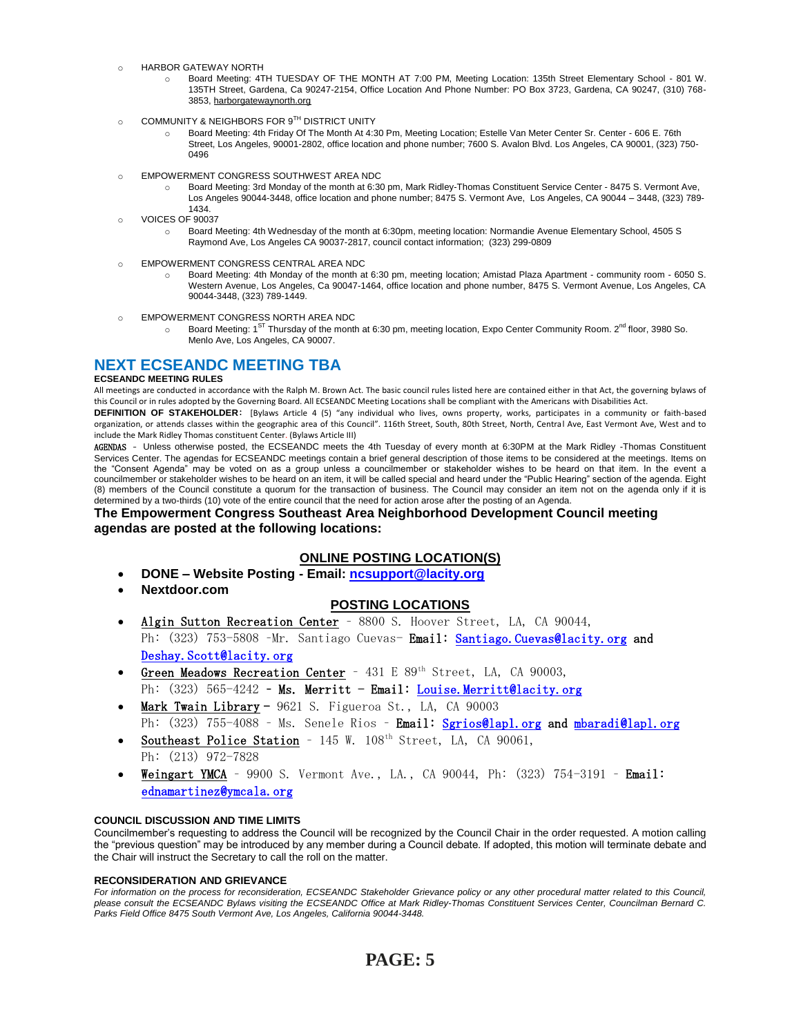- HARBOR GATEWAY NORTH
  - Board Meeting: 4TH TUESDAY OF THE MONTH AT 7:00 PM, Meeting Location: 135th Street Elementary School - 801 W. 135TH Street, Gardena, Ca 90247-2154, Office Location And Phone Number: PO Box 3723, Gardena, CA 90247, (310) 768-3853, harborgatewaynorth.org
- COMMUNITY & NEIGHBORS FOR 9TH DISTRICT UNITY
  - Board Meeting: 4th Friday Of The Month At 4:30 Pm, Meeting Location; Estelle Van Meter Center Sr. Center - 606 E. 76th Street, Los Angeles, 90001-2802, office location and phone number; 7600 S. Avalon Blvd. Los Angeles, CA 90001, (323) 750-0496
- EMPOWERMENT CONGRESS SOUTHWEST AREA NDC
  - Board Meeting: 3rd Monday of the month at 6:30 pm, Mark Ridley-Thomas Constituent Service Center - 8475 S. Vermont Ave, Los Angeles 90044-3448, office location and phone number; 8475 S. Vermont Ave, Los Angeles, CA 90044 – 3448, (323) 789-1434.
- VOICES OF 90037
  - Board Meeting: 4th Wednesday of the month at 6:30pm, meeting location: Normandie Avenue Elementary School, 4505 S Raymond Ave, Los Angeles CA 90037-2817, council contact information; (323) 299-0809
- EMPOWERMENT CONGRESS CENTRAL AREA NDC
  - Board Meeting: 4th Monday of the month at 6:30 pm, meeting location; Amistad Plaza Apartment - community room - 6050 S. Western Avenue, Los Angeles, Ca 90047-1464, office location and phone number, 8475 S. Vermont Avenue, Los Angeles, CA 90044-3448, (323) 789-1449.
- EMPOWERMENT CONGRESS NORTH AREA NDC
  - Board Meeting: 1ST Thursday of the month at 6:30 pm, meeting location, Expo Center Community Room. 2nd floor, 3980 So. Menlo Ave, Los Angeles, CA 90007.

## NEXT ECSEANDC MEETING TBA

**ECSEANDC MEETING RULES**

All meetings are conducted in accordance with the Ralph M. Brown Act. The basic council rules listed here are contained either in that Act, the governing bylaws of this Council or in rules adopted by the Governing Board. All ECSEANDC Meeting Locations shall be compliant with the Americans with Disabilities Act.

**DEFINITION OF STAKEHOLDER:** [Bylaws Article 4 (5) "any individual who lives, owns property, works, participates in a community or faith-based organization, or attends classes within the geographic area of this Council". 116th Street, South, 80th Street, North, Central Ave, East Vermont Ave, West and to include the Mark Ridley Thomas constituent Center. (Bylaws Article III)

**AGENDAS** - Unless otherwise posted, the ECSEANDC meets the 4th Tuesday of every month at 6:30PM at the Mark Ridley -Thomas Constituent Services Center. The agendas for ECSEANDC meetings contain a brief general description of those items to be considered at the meetings. Items on the "Consent Agenda" may be voted on as a group unless a councilmember or stakeholder wishes to be heard on that item. In the event a councilmember or stakeholder wishes to be heard on an item, it will be called special and heard under the "Public Hearing" section of the agenda. Eight (8) members of the Council constitute a quorum for the transaction of business. The Council may consider an item not on the agenda only if it is determined by a two-thirds (10) vote of the entire council that the need for action arose after the posting of an Agenda.

**The Empowerment Congress Southeast Area Neighborhood Development Council meeting agendas are posted at the following locations:**

**ONLINE POSTING LOCATION(S)**

- **DONE – Website Posting - Email: ncsupport@lacity.org**
- **Nextdoor.com**

**POSTING LOCATIONS**

- Algin Sutton Recreation Center – 8800 S. Hoover Street, LA, CA 90044, Ph: (323) 753-5808 -Mr. Santiago Cuevas- **Email:** Santiago.Cuevas@lacity.org and Deshay.Scott@lacity.org
- Green Meadows Recreation Center – 431 E 89th Street, LA, CA 90003, Ph: (323) 565-4242 **- Ms. Merritt - Email:** Louise.Merritt@lacity.org
- Mark Twain Library – 9621 S. Figueroa St., LA, CA 90003 Ph: (323) 755-4088 – Ms. Senele Rios – **Email:** Sgrios@lapl.org and mbaradi@lapl.org
- Southeast Police Station – 145 W. 108th Street, LA, CA 90061, Ph: (213) 972-7828
- Weingart YMCA – 9900 S. Vermont Ave., LA., CA 90044, Ph: (323) 754-3191 – **Email:** ednamartinez@ymcala.org

**COUNCIL DISCUSSION AND TIME LIMITS**

Councilmember's requesting to address the Council will be recognized by the Council Chair in the order requested. A motion calling the "previous question" may be introduced by any member during a Council debate. If adopted, this motion will terminate debate and the Chair will instruct the Secretary to call the roll on the matter.

**RECONSIDERATION AND GRIEVANCE**

*For information on the process for reconsideration, ECSEANDC Stakeholder Grievance policy or any other procedural matter related to this Council, please consult the ECSEANDC Bylaws visiting the ECSEANDC Office at Mark Ridley-Thomas Constituent Services Center, Councilman Bernard C. Parks Field Office 8475 South Vermont Ave, Los Angeles, California 90044-3448.*